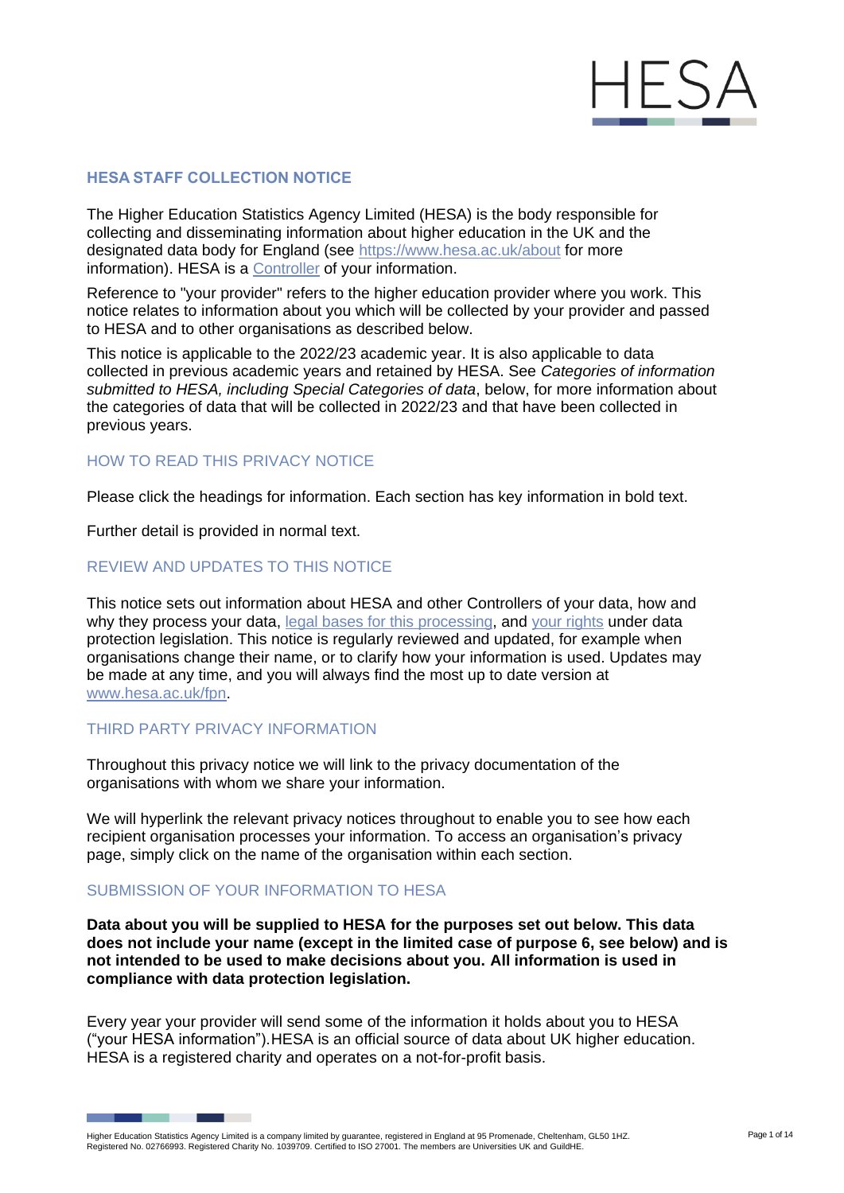# HESA STAFF COLLECTION NOTICE

The Higher Education Statistics Agency Limited (HESA) is the body responsible for collecting and disseminating information about higher education in the UK and the designated data body for England (see https://www.hesa.ac.uk/about for more information). HESA is a Controller of your information.

Reference to "your provider" refers to the higher education provider where you work. This notice relates to information about you which will be collected by your provider and passed to HESA and to other organisations as described below.

This notice is applicable to the 2022/23 academic year. It is also applicable to data collected in previous academic years and retained by HESA. See *Categories of information submitted to HESA, including Special Categories of data*, below, for more information about the categories of data that will be collected in 2022/23 and that have been collected in previous years.

## HOW TO READ THIS PRIVACY NOTICE

Please click the headings for information. Each section has key information in bold text.

Further detail is provided in normal text.

## REVIEW AND UPDATES TO THIS NOTICE

This notice sets out information about HESA and other Controllers of your data, how and why they process your data, legal bases for this processing, and your rights under data protection legislation. This notice is regularly reviewed and updated, for example when organisations change their name, or to clarify how your information is used. Updates may be made at any time, and you will always find the most up to date version at www.hesa.ac.uk/fpn.

## THIRD PARTY PRIVACY INFORMATION

Throughout this privacy notice we will link to the privacy documentation of the organisations with whom we share your information.

We will hyperlink the relevant privacy notices throughout to enable you to see how each recipient organisation processes your information. To access an organisation's privacy page, simply click on the name of the organisation within each section.

## SUBMISSION OF YOUR INFORMATION TO HESA

**Data about you will be supplied to HESA for the purposes set out below. This data does not include your name (except in the limited case of purpose 6, see below) and is not intended to be used to make decisions about you. All information is used in compliance with data protection legislation.**

Every year your provider will send some of the information it holds about you to HESA ("your HESA information").HESA is an official source of data about UK higher education. HESA is a registered charity and operates on a not-for-profit basis.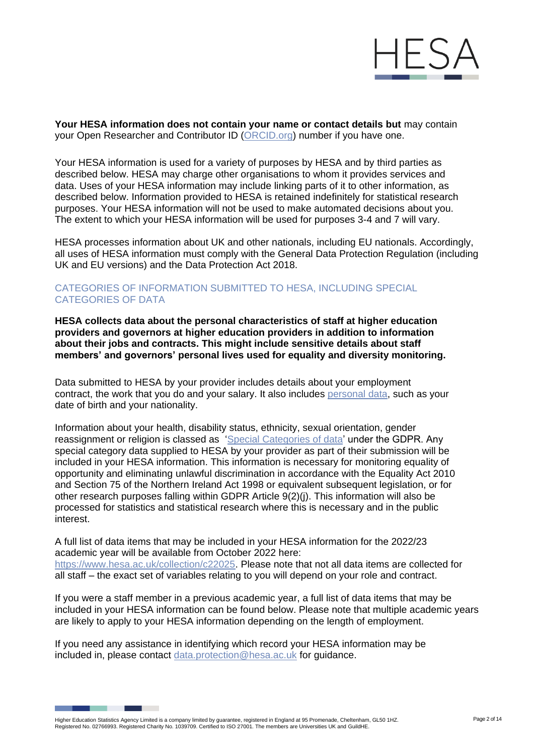**Your HESA information does not contain your name or contact details but** may contain your Open Researcher and Contributor ID (ORCID.org) number if you have one.

Your HESA information is used for a variety of purposes by HESA and by third parties as described below. HESA may charge other organisations to whom it provides services and data. Uses of your HESA information may include linking parts of it to other information, as described below. Information provided to HESA is retained indefinitely for statistical research purposes. Your HESA information will not be used to make automated decisions about you. The extent to which your HESA information will be used for purposes 3-4 and 7 will vary.

HESA processes information about UK and other nationals, including EU nationals. Accordingly, all uses of HESA information must comply with the General Data Protection Regulation (including UK and EU versions) and the Data Protection Act 2018.

## CATEGORIES OF INFORMATION SUBMITTED TO HESA, INCLUDING SPECIAL CATEGORIES OF DATA

**HESA collects data about the personal characteristics of staff at higher education providers and governors at higher education providers in addition to information about their jobs and contracts. This might include sensitive details about staff members' and governors' personal lives used for equality and diversity monitoring.**

Data submitted to HESA by your provider includes details about your employment contract, the work that you do and your salary. It also includes personal data, such as your date of birth and your nationality.

Information about your health, disability status, ethnicity, sexual orientation, gender reassignment or religion is classed as 'Special Categories of data' under the GDPR. Any special category data supplied to HESA by your provider as part of their submission will be included in your HESA information. This information is necessary for monitoring equality of opportunity and eliminating unlawful discrimination in accordance with the Equality Act 2010 and Section 75 of the Northern Ireland Act 1998 or equivalent subsequent legislation, or for other research purposes falling within GDPR Article 9(2)(j). This information will also be processed for statistics and statistical research where this is necessary and in the public interest.

A full list of data items that may be included in your HESA information for the 2022/23 academic year will be available from October 2022 here: https://www.hesa.ac.uk/collection/c22025. Please note that not all data items are collected for all staff – the exact set of variables relating to you will depend on your role and contract.

If you were a staff member in a previous academic year, a full list of data items that may be included in your HESA information can be found below. Please note that multiple academic years are likely to apply to your HESA information depending on the length of employment.

If you need any assistance in identifying which record your HESA information may be included in, please contact data.protection@hesa.ac.uk for guidance.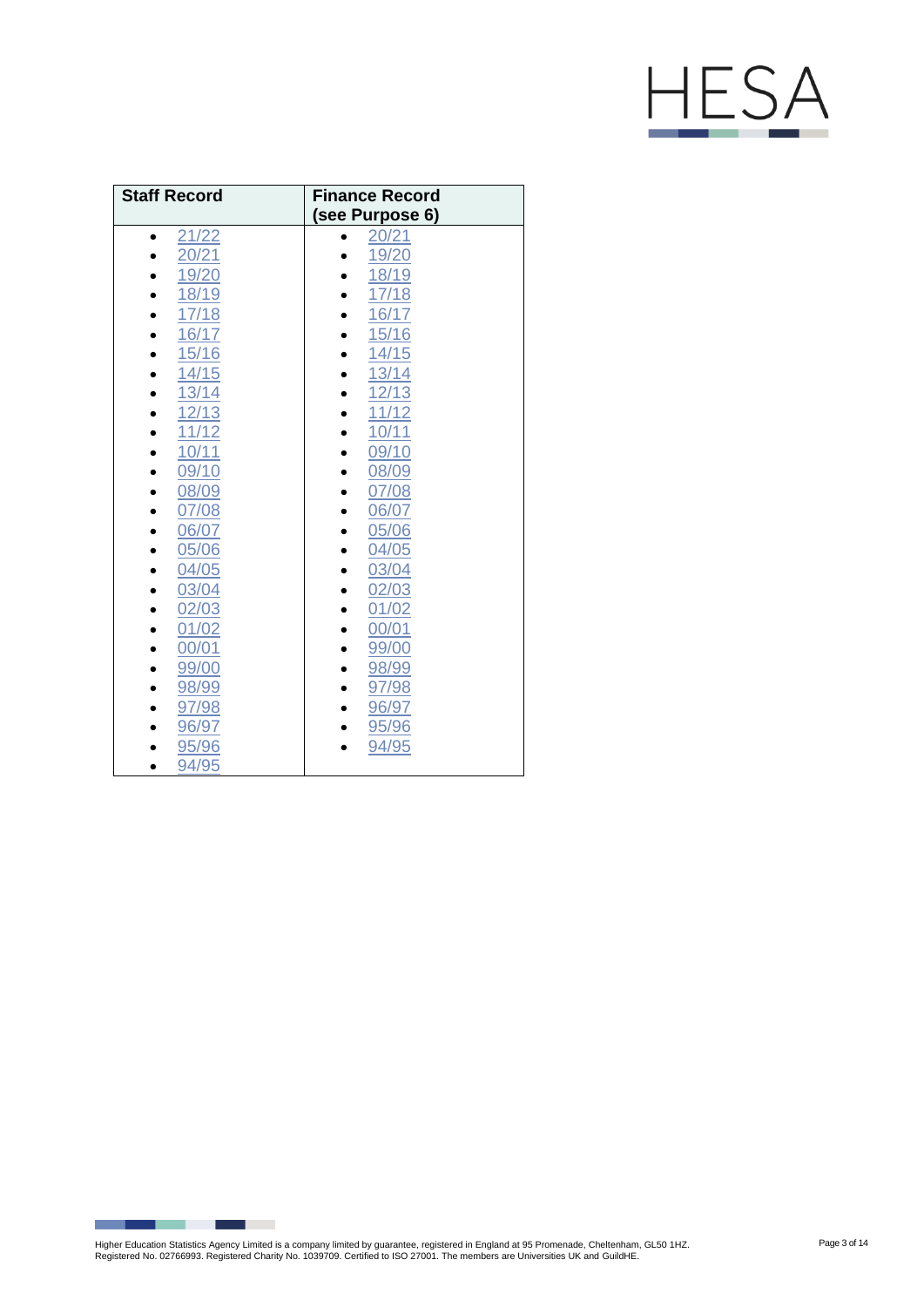| Staff Record | Finance Record (see Purpose 6) |
| --- | --- |
| • 21/22<br>• 20/21<br>• 19/20<br>• 18/19<br>• 17/18<br>• 16/17<br>• 15/16<br>• 14/15<br>• 13/14<br>• 12/13<br>• 11/12<br>• 10/11<br>• 09/10<br>• 08/09<br>• 07/08<br>• 06/07<br>• 05/06<br>• 04/05<br>• 03/04<br>• 02/03<br>• 01/02<br>• 00/01<br>• 99/00<br>• 98/99<br>• 97/98<br>• 96/97<br>• 95/96<br>• 94/95 | • 20/21<br>• 19/20<br>• 18/19<br>• 17/18<br>• 16/17<br>• 15/16<br>• 14/15<br>• 13/14<br>• 12/13<br>• 11/12<br>• 10/11<br>• 09/10<br>• 08/09<br>• 07/08<br>• 06/07<br>• 05/06<br>• 04/05<br>• 03/04<br>• 02/03<br>• 01/02<br>• 00/01<br>• 99/00<br>• 98/99<br>• 97/98<br>• 96/97<br>• 95/96<br>• 94/95 |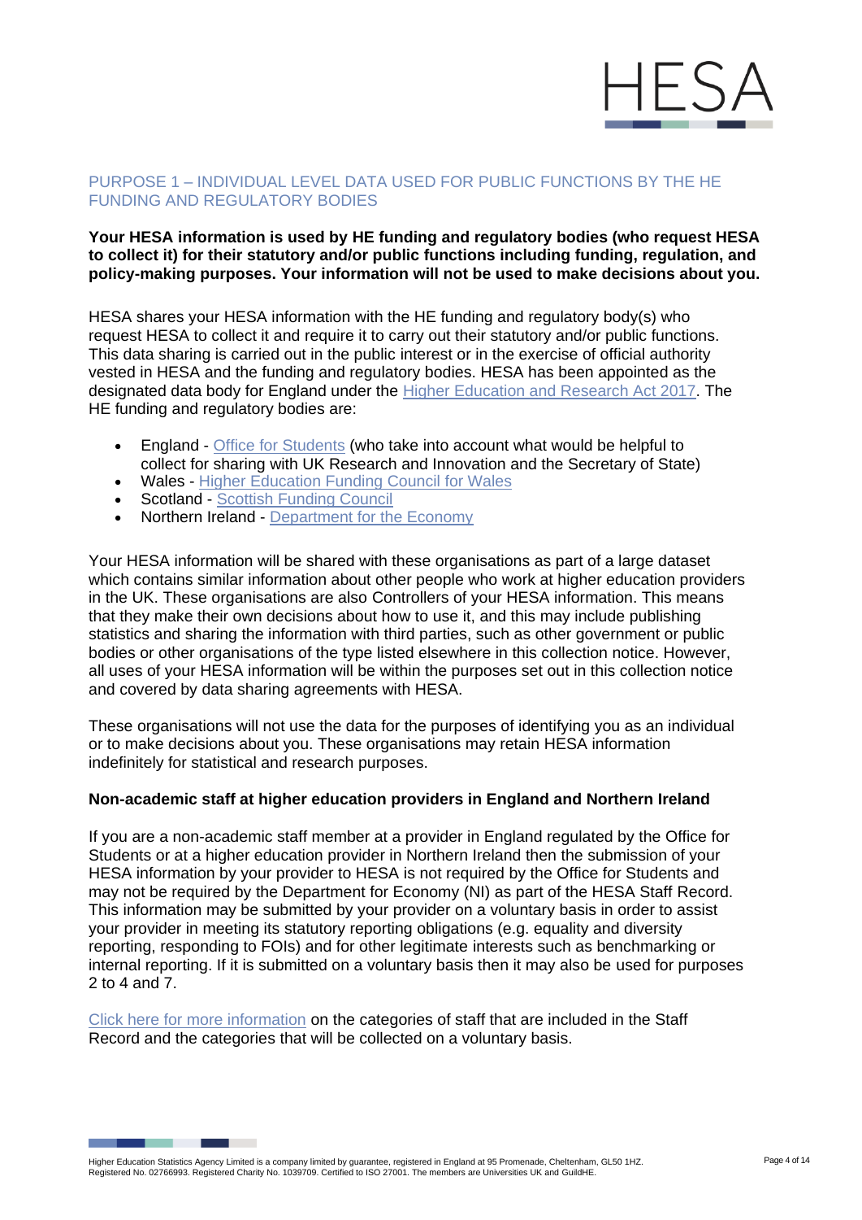## PURPOSE 1 – INDIVIDUAL LEVEL DATA USED FOR PUBLIC FUNCTIONS BY THE HE FUNDING AND REGULATORY BODIES

**Your HESA information is used by HE funding and regulatory bodies (who request HESA to collect it) for their statutory and/or public functions including funding, regulation, and policy-making purposes. Your information will not be used to make decisions about you.**

HESA shares your HESA information with the HE funding and regulatory body(s) who request HESA to collect it and require it to carry out their statutory and/or public functions. This data sharing is carried out in the public interest or in the exercise of official authority vested in HESA and the funding and regulatory bodies. HESA has been appointed as the designated data body for England under the Higher Education and Research Act 2017. The HE funding and regulatory bodies are:

- England - Office for Students (who take into account what would be helpful to collect for sharing with UK Research and Innovation and the Secretary of State)
- Wales - Higher Education Funding Council for Wales
- Scotland - Scottish Funding Council
- Northern Ireland - Department for the Economy

Your HESA information will be shared with these organisations as part of a large dataset which contains similar information about other people who work at higher education providers in the UK. These organisations are also Controllers of your HESA information. This means that they make their own decisions about how to use it, and this may include publishing statistics and sharing the information with third parties, such as other government or public bodies or other organisations of the type listed elsewhere in this collection notice. However, all uses of your HESA information will be within the purposes set out in this collection notice and covered by data sharing agreements with HESA.

These organisations will not use the data for the purposes of identifying you as an individual or to make decisions about you. These organisations may retain HESA information indefinitely for statistical and research purposes.

**Non-academic staff at higher education providers in England and Northern Ireland**

If you are a non-academic staff member at a provider in England regulated by the Office for Students or at a higher education provider in Northern Ireland then the submission of your HESA information by your provider to HESA is not required by the Office for Students and may not be required by the Department for Economy (NI) as part of the HESA Staff Record. This information may be submitted by your provider on a voluntary basis in order to assist your provider in meeting its statutory reporting obligations (e.g. equality and diversity reporting, responding to FOIs) and for other legitimate interests such as benchmarking or internal reporting. If it is submitted on a voluntary basis then it may also be used for purposes 2 to 4 and 7.

Click here for more information on the categories of staff that are included in the Staff Record and the categories that will be collected on a voluntary basis.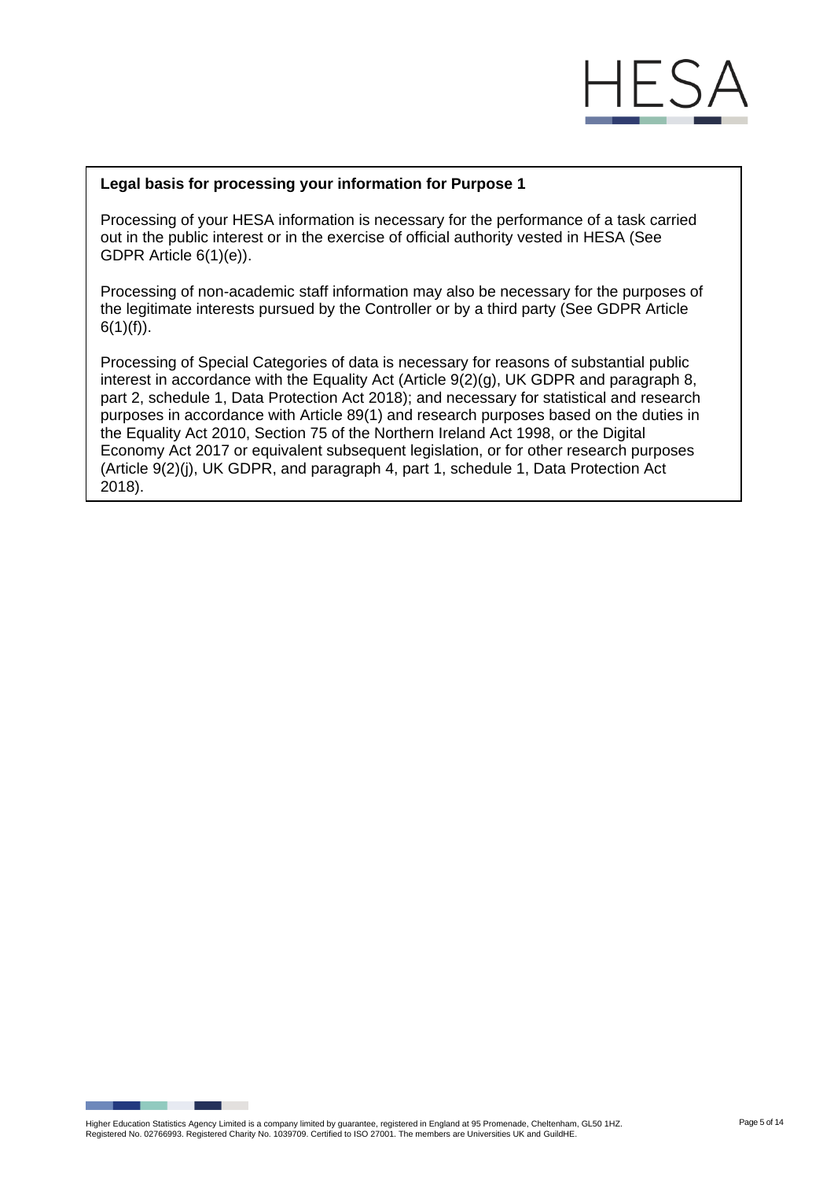**Legal basis for processing your information for Purpose 1**

Processing of your HESA information is necessary for the performance of a task carried out in the public interest or in the exercise of official authority vested in HESA (See GDPR Article 6(1)(e)).

Processing of non-academic staff information may also be necessary for the purposes of the legitimate interests pursued by the Controller or by a third party (See GDPR Article 6(1)(f)).

Processing of Special Categories of data is necessary for reasons of substantial public interest in accordance with the Equality Act (Article 9(2)(g), UK GDPR and paragraph 8, part 2, schedule 1, Data Protection Act 2018); and necessary for statistical and research purposes in accordance with Article 89(1) and research purposes based on the duties in the Equality Act 2010, Section 75 of the Northern Ireland Act 1998, or the Digital Economy Act 2017 or equivalent subsequent legislation, or for other research purposes (Article 9(2)(j), UK GDPR, and paragraph 4, part 1, schedule 1, Data Protection Act 2018).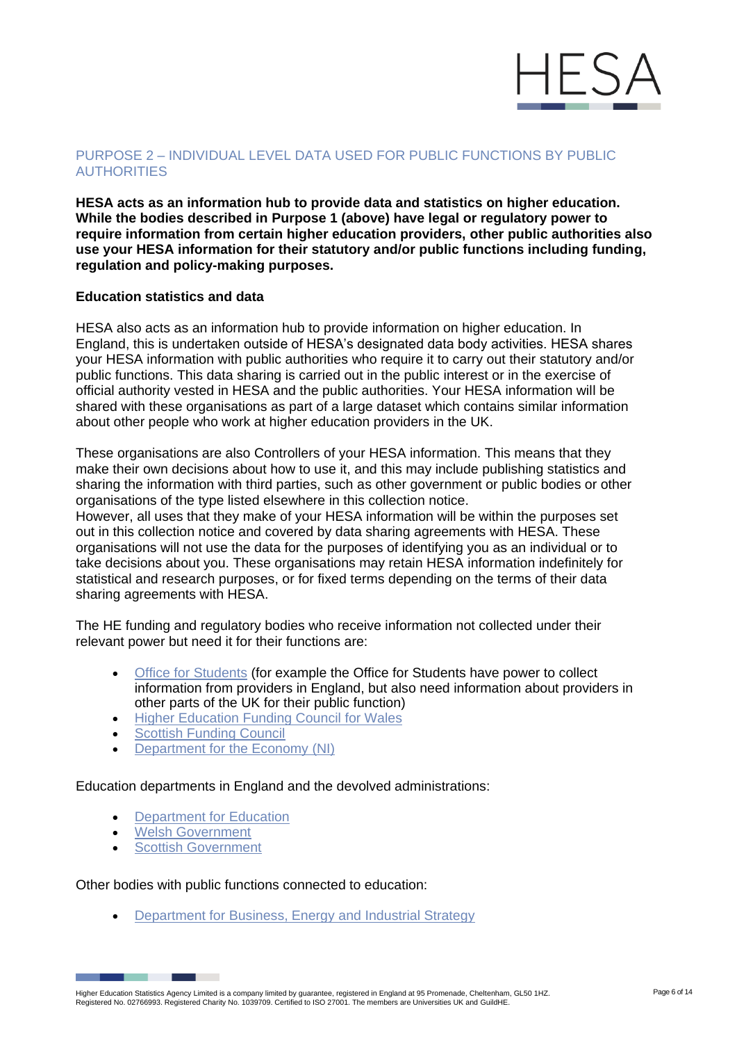## PURPOSE 2 – INDIVIDUAL LEVEL DATA USED FOR PUBLIC FUNCTIONS BY PUBLIC AUTHORITIES

**HESA acts as an information hub to provide data and statistics on higher education. While the bodies described in Purpose 1 (above) have legal or regulatory power to require information from certain higher education providers, other public authorities also use your HESA information for their statutory and/or public functions including funding, regulation and policy-making purposes.**

**Education statistics and data**

HESA also acts as an information hub to provide information on higher education. In England, this is undertaken outside of HESA's designated data body activities. HESA shares your HESA information with public authorities who require it to carry out their statutory and/or public functions. This data sharing is carried out in the public interest or in the exercise of official authority vested in HESA and the public authorities. Your HESA information will be shared with these organisations as part of a large dataset which contains similar information about other people who work at higher education providers in the UK.

These organisations are also Controllers of your HESA information. This means that they make their own decisions about how to use it, and this may include publishing statistics and sharing the information with third parties, such as other government or public bodies or other organisations of the type listed elsewhere in this collection notice.
However, all uses that they make of your HESA information will be within the purposes set out in this collection notice and covered by data sharing agreements with HESA. These organisations will not use the data for the purposes of identifying you as an individual or to take decisions about you. These organisations may retain HESA information indefinitely for statistical and research purposes, or for fixed terms depending on the terms of their data sharing agreements with HESA.

The HE funding and regulatory bodies who receive information not collected under their relevant power but need it for their functions are:

- Office for Students (for example the Office for Students have power to collect information from providers in England, but also need information about providers in other parts of the UK for their public function)
- Higher Education Funding Council for Wales
- Scottish Funding Council
- Department for the Economy (NI)

Education departments in England and the devolved administrations:

- Department for Education
- Welsh Government
- Scottish Government

Other bodies with public functions connected to education:

- Department for Business, Energy and Industrial Strategy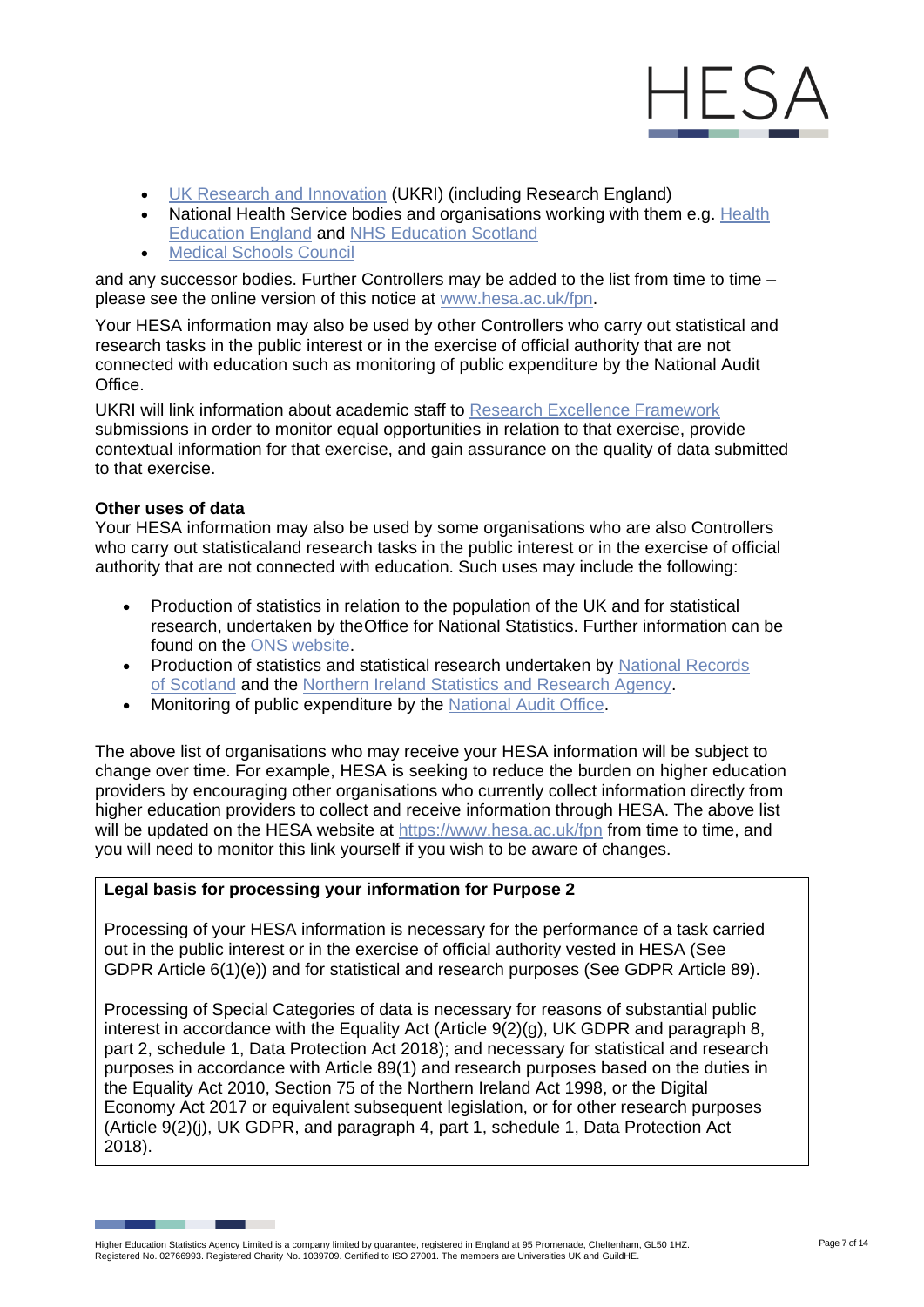- UK Research and Innovation (UKRI) (including Research England)
- National Health Service bodies and organisations working with them e.g. Health Education England and NHS Education Scotland
- Medical Schools Council

and any successor bodies. Further Controllers may be added to the list from time to time – please see the online version of this notice at www.hesa.ac.uk/fpn.

Your HESA information may also be used by other Controllers who carry out statistical and research tasks in the public interest or in the exercise of official authority that are not connected with education such as monitoring of public expenditure by the National Audit Office.

UKRI will link information about academic staff to Research Excellence Framework submissions in order to monitor equal opportunities in relation to that exercise, provide contextual information for that exercise, and gain assurance on the quality of data submitted to that exercise.

**Other uses of data**

Your HESA information may also be used by some organisations who are also Controllers who carry out statisticaland research tasks in the public interest or in the exercise of official authority that are not connected with education. Such uses may include the following:

- Production of statistics in relation to the population of the UK and for statistical research, undertaken by theOffice for National Statistics. Further information can be found on the ONS website.
- Production of statistics and statistical research undertaken by National Records of Scotland and the Northern Ireland Statistics and Research Agency.
- Monitoring of public expenditure by the National Audit Office.

The above list of organisations who may receive your HESA information will be subject to change over time. For example, HESA is seeking to reduce the burden on higher education providers by encouraging other organisations who currently collect information directly from higher education providers to collect and receive information through HESA. The above list will be updated on the HESA website at https://www.hesa.ac.uk/fpn from time to time, and you will need to monitor this link yourself if you wish to be aware of changes.

**Legal basis for processing your information for Purpose 2**

Processing of your HESA information is necessary for the performance of a task carried out in the public interest or in the exercise of official authority vested in HESA (See GDPR Article 6(1)(e)) and for statistical and research purposes (See GDPR Article 89).

Processing of Special Categories of data is necessary for reasons of substantial public interest in accordance with the Equality Act (Article 9(2)(g), UK GDPR and paragraph 8, part 2, schedule 1, Data Protection Act 2018); and necessary for statistical and research purposes in accordance with Article 89(1) and research purposes based on the duties in the Equality Act 2010, Section 75 of the Northern Ireland Act 1998, or the Digital Economy Act 2017 or equivalent subsequent legislation, or for other research purposes (Article 9(2)(j), UK GDPR, and paragraph 4, part 1, schedule 1, Data Protection Act 2018).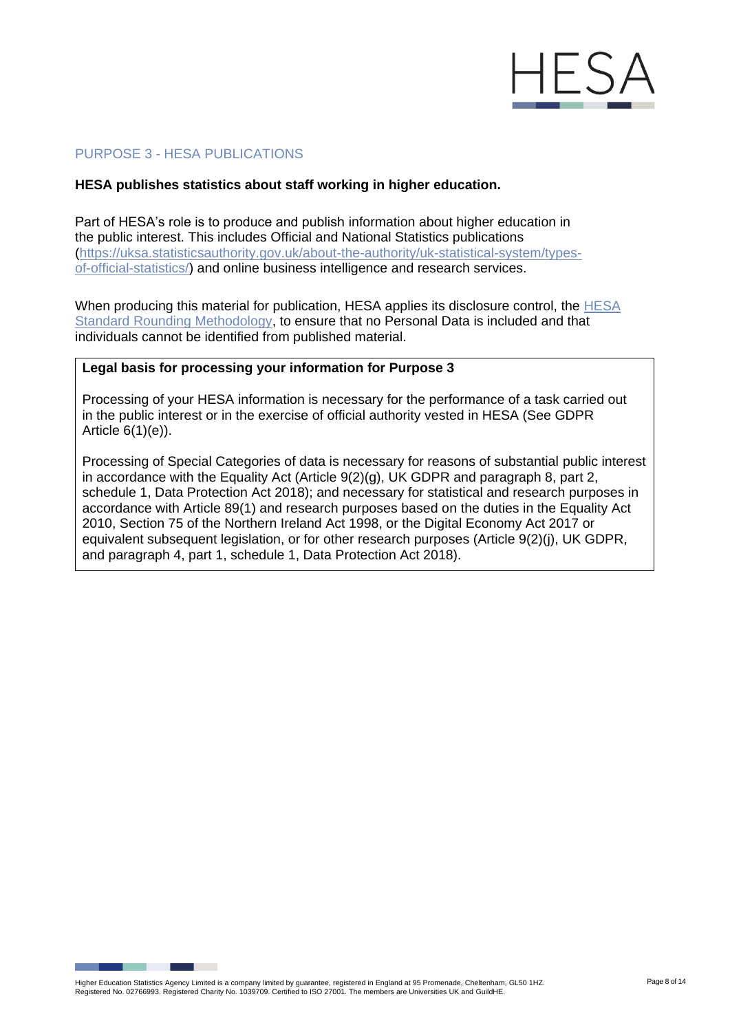## PURPOSE 3 - HESA PUBLICATIONS

**HESA publishes statistics about staff working in higher education.**

Part of HESA's role is to produce and publish information about higher education in the public interest. This includes Official and National Statistics publications (https://uksa.statisticsauthority.gov.uk/about-the-authority/uk-statistical-system/types-of-official-statistics/) and online business intelligence and research services.

When producing this material for publication, HESA applies its disclosure control, the HESA Standard Rounding Methodology, to ensure that no Personal Data is included and that individuals cannot be identified from published material.

**Legal basis for processing your information for Purpose 3**

Processing of your HESA information is necessary for the performance of a task carried out in the public interest or in the exercise of official authority vested in HESA (See GDPR Article 6(1)(e)).

Processing of Special Categories of data is necessary for reasons of substantial public interest in accordance with the Equality Act (Article 9(2)(g), UK GDPR and paragraph 8, part 2, schedule 1, Data Protection Act 2018); and necessary for statistical and research purposes in accordance with Article 89(1) and research purposes based on the duties in the Equality Act 2010, Section 75 of the Northern Ireland Act 1998, or the Digital Economy Act 2017 or equivalent subsequent legislation, or for other research purposes (Article 9(2)(j), UK GDPR, and paragraph 4, part 1, schedule 1, Data Protection Act 2018).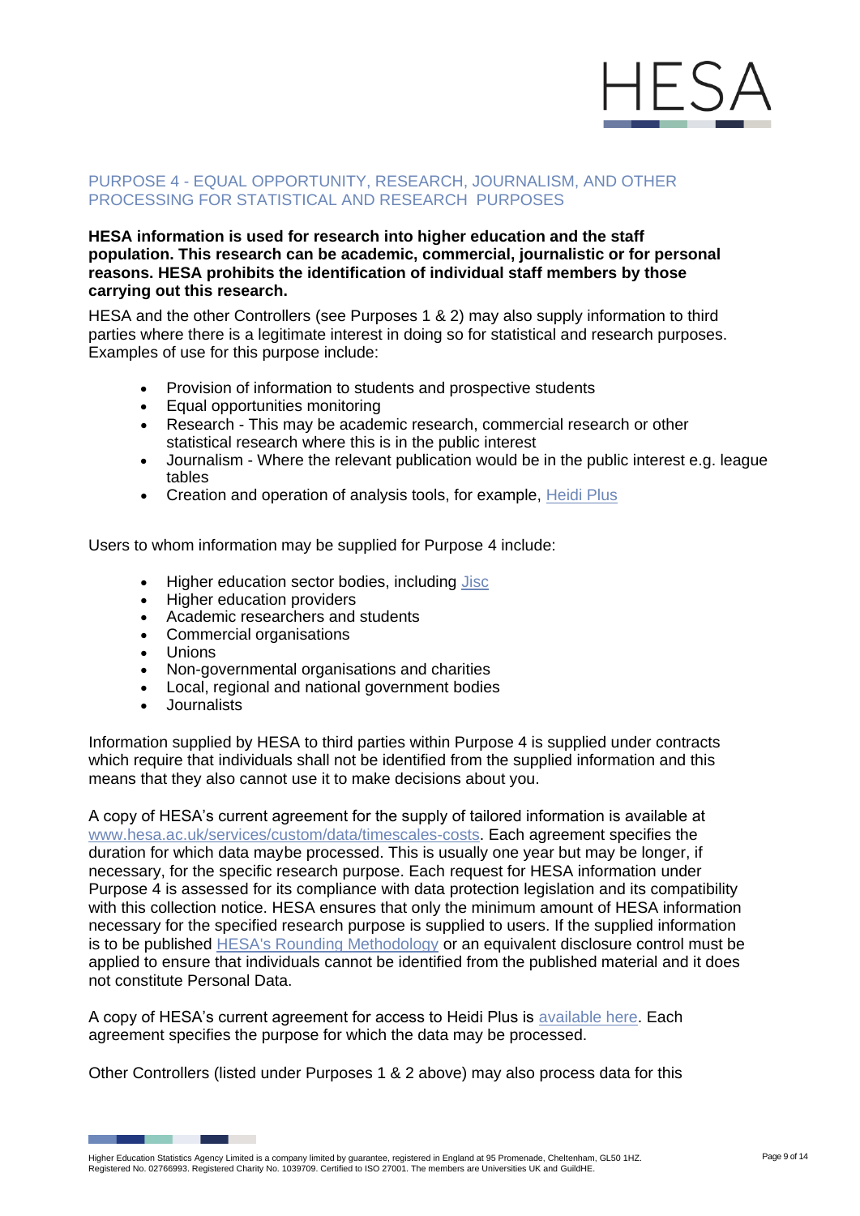## PURPOSE 4 - EQUAL OPPORTUNITY, RESEARCH, JOURNALISM, AND OTHER PROCESSING FOR STATISTICAL AND RESEARCH PURPOSES

**HESA information is used for research into higher education and the staff population. This research can be academic, commercial, journalistic or for personal reasons. HESA prohibits the identification of individual staff members by those carrying out this research.**

HESA and the other Controllers (see Purposes 1 & 2) may also supply information to third parties where there is a legitimate interest in doing so for statistical and research purposes. Examples of use for this purpose include:

- Provision of information to students and prospective students
- Equal opportunities monitoring
- Research - This may be academic research, commercial research or other statistical research where this is in the public interest
- Journalism - Where the relevant publication would be in the public interest e.g. league tables
- Creation and operation of analysis tools, for example, Heidi Plus

Users to whom information may be supplied for Purpose 4 include:

- Higher education sector bodies, including Jisc
- Higher education providers
- Academic researchers and students
- Commercial organisations
- Unions
- Non-governmental organisations and charities
- Local, regional and national government bodies
- Journalists

Information supplied by HESA to third parties within Purpose 4 is supplied under contracts which require that individuals shall not be identified from the supplied information and this means that they also cannot use it to make decisions about you.

A copy of HESA's current agreement for the supply of tailored information is available at www.hesa.ac.uk/services/custom/data/timescales-costs. Each agreement specifies the duration for which data maybe processed. This is usually one year but may be longer, if necessary, for the specific research purpose. Each request for HESA information under Purpose 4 is assessed for its compliance with data protection legislation and its compatibility with this collection notice. HESA ensures that only the minimum amount of HESA information necessary for the specified research purpose is supplied to users. If the supplied information is to be published HESA's Rounding Methodology or an equivalent disclosure control must be applied to ensure that individuals cannot be identified from the published material and it does not constitute Personal Data.

A copy of HESA's current agreement for access to Heidi Plus is available here. Each agreement specifies the purpose for which the data may be processed.

Other Controllers (listed under Purposes 1 & 2 above) may also process data for this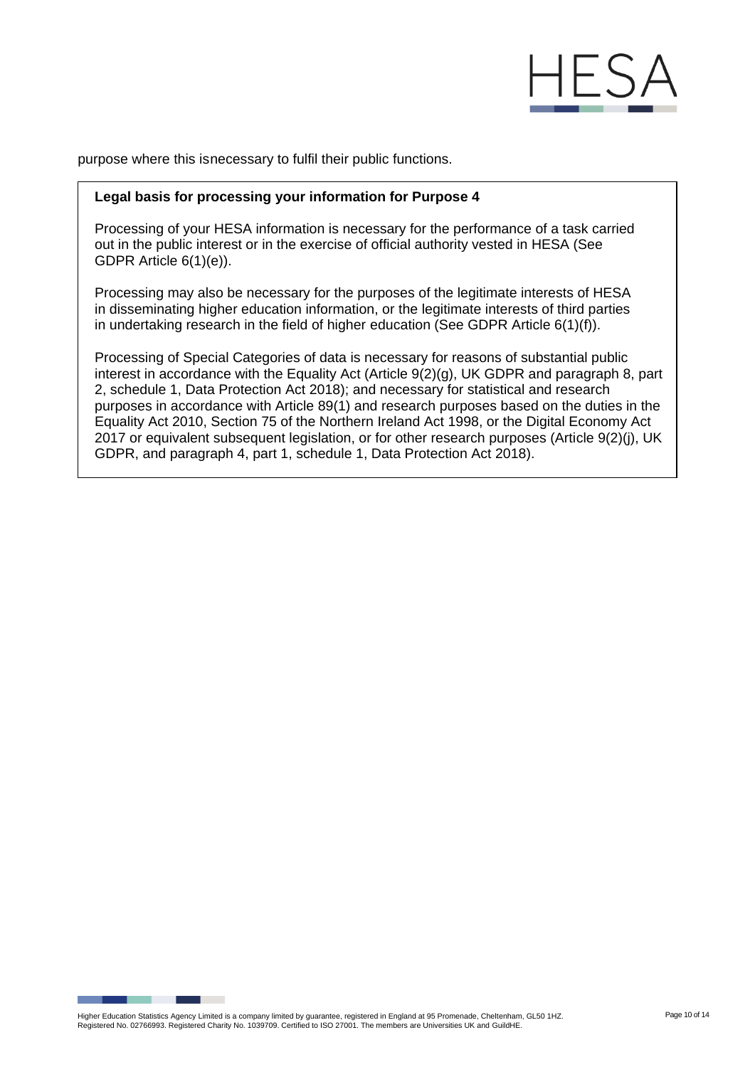purpose where this isnecessary to fulfil their public functions.

**Legal basis for processing your information for Purpose 4**

Processing of your HESA information is necessary for the performance of a task carried out in the public interest or in the exercise of official authority vested in HESA (See GDPR Article 6(1)(e)).

Processing may also be necessary for the purposes of the legitimate interests of HESA in disseminating higher education information, or the legitimate interests of third parties in undertaking research in the field of higher education (See GDPR Article 6(1)(f)).

Processing of Special Categories of data is necessary for reasons of substantial public interest in accordance with the Equality Act (Article 9(2)(g), UK GDPR and paragraph 8, part 2, schedule 1, Data Protection Act 2018); and necessary for statistical and research purposes in accordance with Article 89(1) and research purposes based on the duties in the Equality Act 2010, Section 75 of the Northern Ireland Act 1998, or the Digital Economy Act 2017 or equivalent subsequent legislation, or for other research purposes (Article 9(2)(j), UK GDPR, and paragraph 4, part 1, schedule 1, Data Protection Act 2018).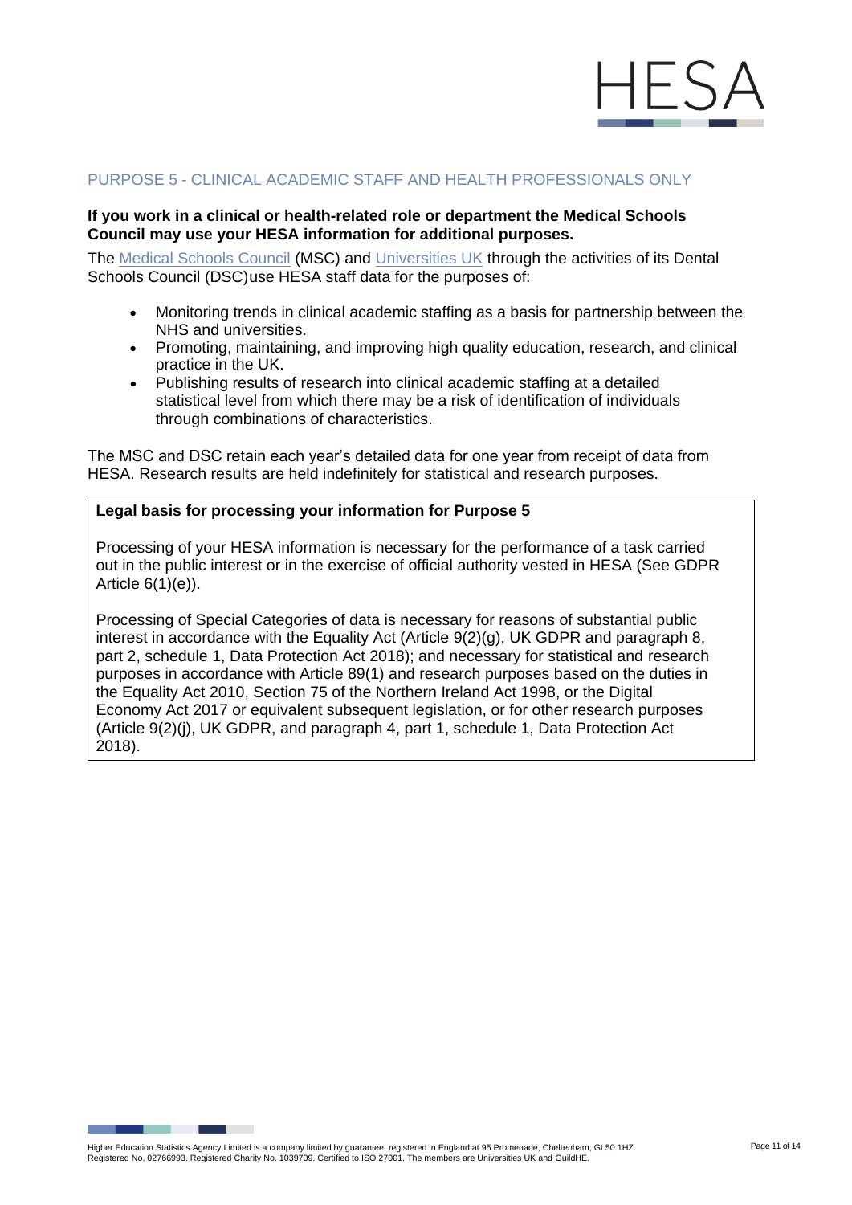## PURPOSE 5 - CLINICAL ACADEMIC STAFF AND HEALTH PROFESSIONALS ONLY

**If you work in a clinical or health-related role or department the Medical Schools Council may use your HESA information for additional purposes.**

The Medical Schools Council (MSC) and Universities UK through the activities of its Dental Schools Council (DSC)use HESA staff data for the purposes of:

- Monitoring trends in clinical academic staffing as a basis for partnership between the NHS and universities.
- Promoting, maintaining, and improving high quality education, research, and clinical practice in the UK.
- Publishing results of research into clinical academic staffing at a detailed statistical level from which there may be a risk of identification of individuals through combinations of characteristics.

The MSC and DSC retain each year's detailed data for one year from receipt of data from HESA. Research results are held indefinitely for statistical and research purposes.

**Legal basis for processing your information for Purpose 5**

Processing of your HESA information is necessary for the performance of a task carried out in the public interest or in the exercise of official authority vested in HESA (See GDPR Article 6(1)(e)).

Processing of Special Categories of data is necessary for reasons of substantial public interest in accordance with the Equality Act (Article 9(2)(g), UK GDPR and paragraph 8, part 2, schedule 1, Data Protection Act 2018); and necessary for statistical and research purposes in accordance with Article 89(1) and research purposes based on the duties in the Equality Act 2010, Section 75 of the Northern Ireland Act 1998, or the Digital Economy Act 2017 or equivalent subsequent legislation, or for other research purposes (Article 9(2)(j), UK GDPR, and paragraph 4, part 1, schedule 1, Data Protection Act 2018).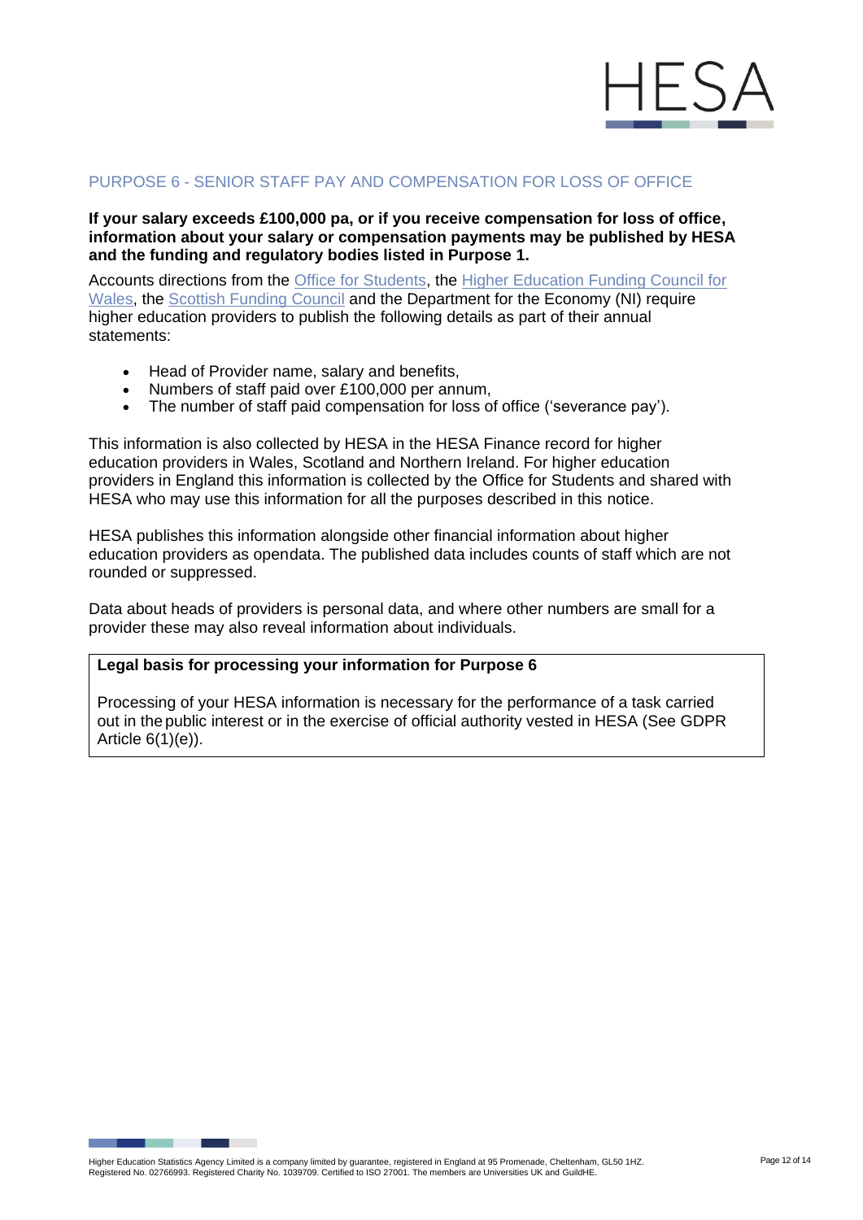## PURPOSE 6 - SENIOR STAFF PAY AND COMPENSATION FOR LOSS OF OFFICE

**If your salary exceeds £100,000 pa, or if you receive compensation for loss of office, information about your salary or compensation payments may be published by HESA and the funding and regulatory bodies listed in Purpose 1.**

Accounts directions from the Office for Students, the Higher Education Funding Council for Wales, the Scottish Funding Council and the Department for the Economy (NI) require higher education providers to publish the following details as part of their annual statements:

- Head of Provider name, salary and benefits,
- Numbers of staff paid over £100,000 per annum,
- The number of staff paid compensation for loss of office ('severance pay').

This information is also collected by HESA in the HESA Finance record for higher education providers in Wales, Scotland and Northern Ireland. For higher education providers in England this information is collected by the Office for Students and shared with HESA who may use this information for all the purposes described in this notice.

HESA publishes this information alongside other financial information about higher education providers as opendata. The published data includes counts of staff which are not rounded or suppressed.

Data about heads of providers is personal data, and where other numbers are small for a provider these may also reveal information about individuals.

**Legal basis for processing your information for Purpose 6**

Processing of your HESA information is necessary for the performance of a task carried out in the public interest or in the exercise of official authority vested in HESA (See GDPR Article 6(1)(e)).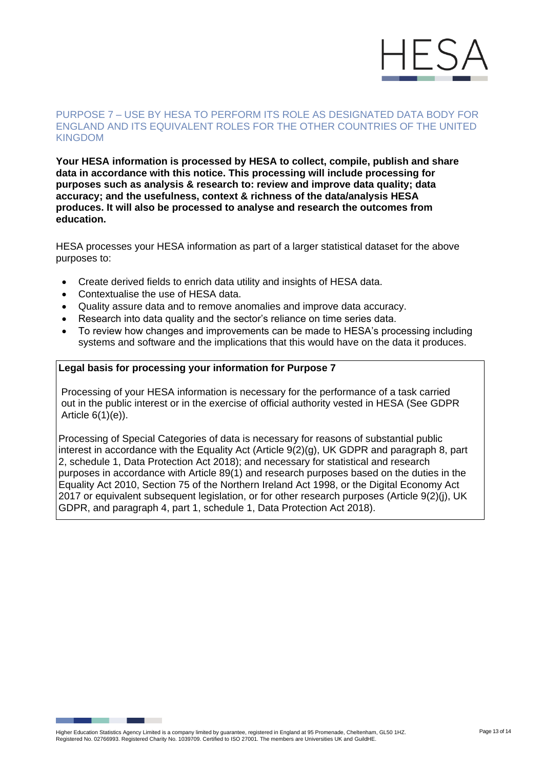## PURPOSE 7 – USE BY HESA TO PERFORM ITS ROLE AS DESIGNATED DATA BODY FOR ENGLAND AND ITS EQUIVALENT ROLES FOR THE OTHER COUNTRIES OF THE UNITED KINGDOM

**Your HESA information is processed by HESA to collect, compile, publish and share data in accordance with this notice. This processing will include processing for purposes such as analysis & research to: review and improve data quality; data accuracy; and the usefulness, context & richness of the data/analysis HESA produces. It will also be processed to analyse and research the outcomes from education.**

HESA processes your HESA information as part of a larger statistical dataset for the above purposes to:

- Create derived fields to enrich data utility and insights of HESA data.
- Contextualise the use of HESA data.
- Quality assure data and to remove anomalies and improve data accuracy.
- Research into data quality and the sector's reliance on time series data.
- To review how changes and improvements can be made to HESA's processing including systems and software and the implications that this would have on the data it produces.

**Legal basis for processing your information for Purpose 7**

Processing of your HESA information is necessary for the performance of a task carried out in the public interest or in the exercise of official authority vested in HESA (See GDPR Article 6(1)(e)).

Processing of Special Categories of data is necessary for reasons of substantial public interest in accordance with the Equality Act (Article 9(2)(g), UK GDPR and paragraph 8, part 2, schedule 1, Data Protection Act 2018); and necessary for statistical and research purposes in accordance with Article 89(1) and research purposes based on the duties in the Equality Act 2010, Section 75 of the Northern Ireland Act 1998, or the Digital Economy Act 2017 or equivalent subsequent legislation, or for other research purposes (Article 9(2)(j), UK GDPR, and paragraph 4, part 1, schedule 1, Data Protection Act 2018).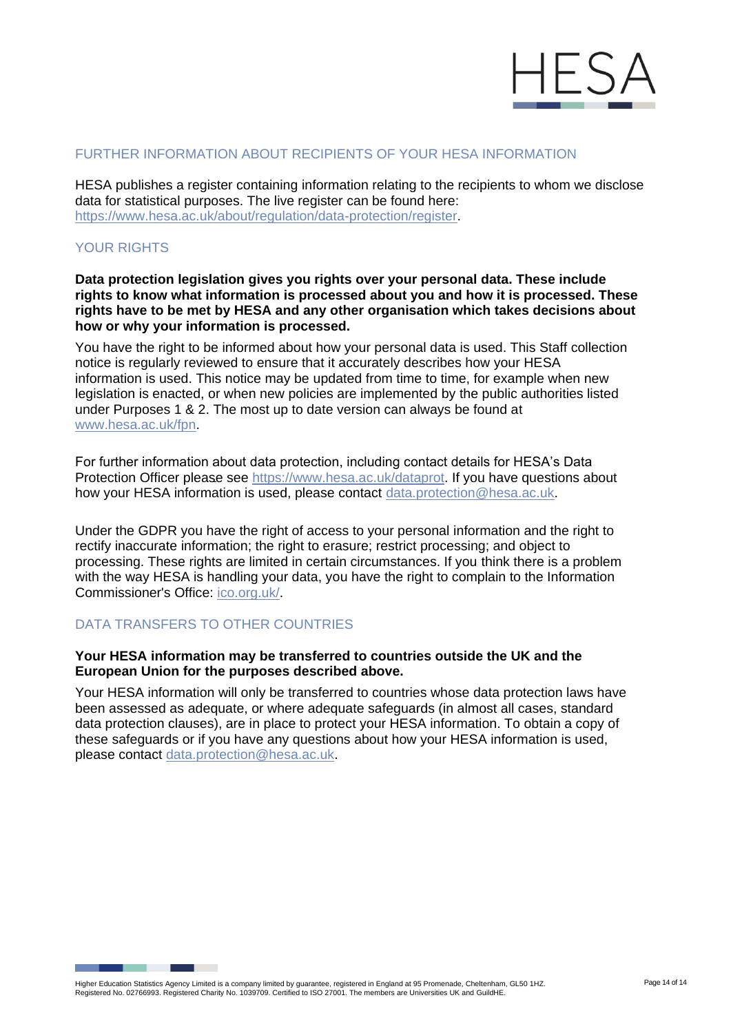## FURTHER INFORMATION ABOUT RECIPIENTS OF YOUR HESA INFORMATION

HESA publishes a register containing information relating to the recipients to whom we disclose data for statistical purposes. The live register can be found here: https://www.hesa.ac.uk/about/regulation/data-protection/register.

## YOUR RIGHTS

**Data protection legislation gives you rights over your personal data. These include rights to know what information is processed about you and how it is processed. These rights have to be met by HESA and any other organisation which takes decisions about how or why your information is processed.**

You have the right to be informed about how your personal data is used. This Staff collection notice is regularly reviewed to ensure that it accurately describes how your HESA information is used. This notice may be updated from time to time, for example when new legislation is enacted, or when new policies are implemented by the public authorities listed under Purposes 1 & 2. The most up to date version can always be found at www.hesa.ac.uk/fpn.

For further information about data protection, including contact details for HESA's Data Protection Officer please see https://www.hesa.ac.uk/dataprot. If you have questions about how your HESA information is used, please contact data.protection@hesa.ac.uk.

Under the GDPR you have the right of access to your personal information and the right to rectify inaccurate information; the right to erasure; restrict processing; and object to processing. These rights are limited in certain circumstances. If you think there is a problem with the way HESA is handling your data, you have the right to complain to the Information Commissioner's Office: ico.org.uk/.

## DATA TRANSFERS TO OTHER COUNTRIES

**Your HESA information may be transferred to countries outside the UK and the European Union for the purposes described above.**

Your HESA information will only be transferred to countries whose data protection laws have been assessed as adequate, or where adequate safeguards (in almost all cases, standard data protection clauses), are in place to protect your HESA information. To obtain a copy of these safeguards or if you have any questions about how your HESA information is used, please contact data.protection@hesa.ac.uk.